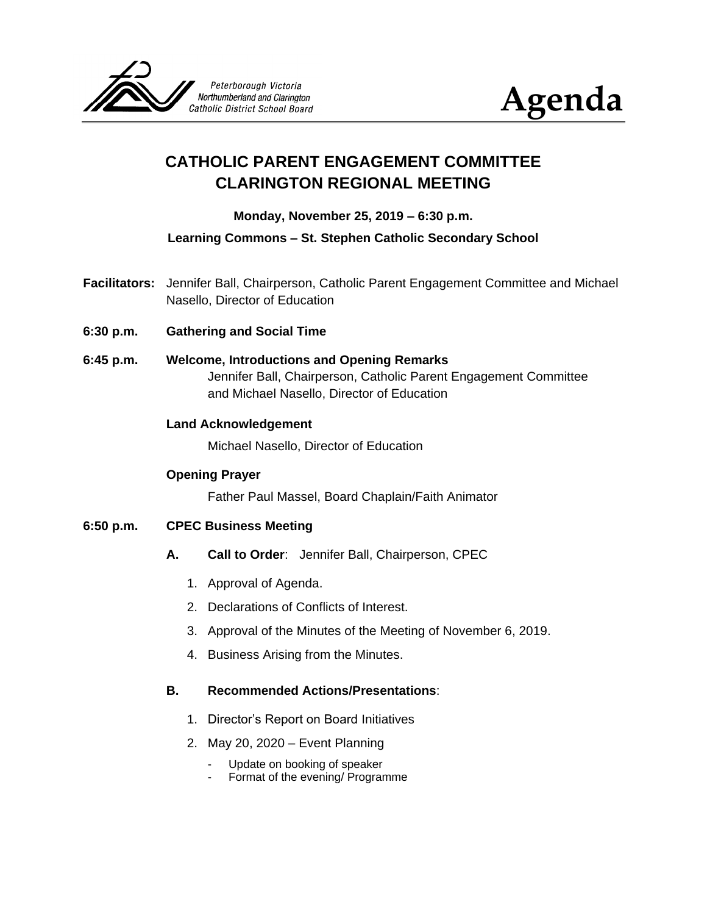Peterborough Victoria Northumberland and Clarington Catholic District School Board

# Agenda

## CATHOLIC PARENT ENGAGEMENT COMMITTEE
## CLARINGTON REGIONAL MEETING

**Monday, November 25, 2019 – 6:30 p.m.**

**Learning Commons – St. Stephen Catholic Secondary School**

**Facilitators:** Jennifer Ball, Chairperson, Catholic Parent Engagement Committee and Michael Nasello, Director of Education

**6:30 p.m. Gathering and Social Time**

**6:45 p.m. Welcome, Introductions and Opening Remarks**

Jennifer Ball, Chairperson, Catholic Parent Engagement Committee and Michael Nasello, Director of Education

**Land Acknowledgement**

Michael Nasello, Director of Education

**Opening Prayer**

Father Paul Massel, Board Chaplain/Faith Animator

**6:50 p.m. CPEC Business Meeting**

**A. Call to Order**: Jennifer Ball, Chairperson, CPEC

1. Approval of Agenda.
2. Declarations of Conflicts of Interest.
3. Approval of the Minutes of the Meeting of November 6, 2019.
4. Business Arising from the Minutes.

**B. Recommended Actions/Presentations**:

1. Director's Report on Board Initiatives
2. May 20, 2020 – Event Planning
   - Update on booking of speaker
   - Format of the evening/ Programme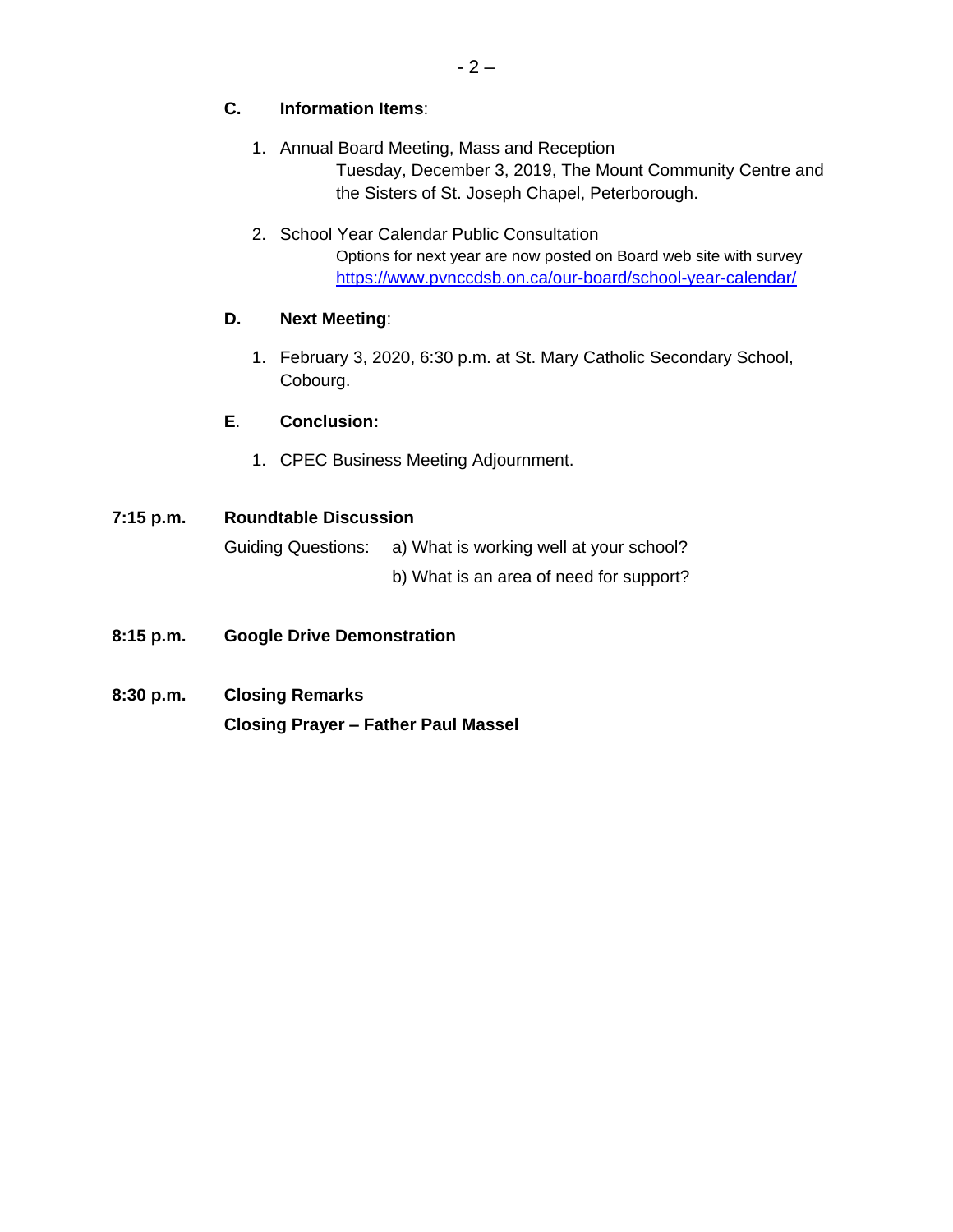**C.** **Information Items**:

1. Annual Board Meeting, Mass and Reception
   Tuesday, December 3, 2019, The Mount Community Centre and the Sisters of St. Joseph Chapel, Peterborough.

2. School Year Calendar Public Consultation
   Options for next year are now posted on Board web site with survey
   https://www.pvnccdsb.on.ca/our-board/school-year-calendar/

**D.** **Next Meeting**:

1. February 3, 2020, 6:30 p.m. at St. Mary Catholic Secondary School, Cobourg.

**E.** **Conclusion:**

1. CPEC Business Meeting Adjournment.

**7:15 p.m.** **Roundtable Discussion**

Guiding Questions: a) What is working well at your school?
b) What is an area of need for support?

**8:15 p.m.** **Google Drive Demonstration**

**8:30 p.m.** **Closing Remarks**

**Closing Prayer – Father Paul Massel**